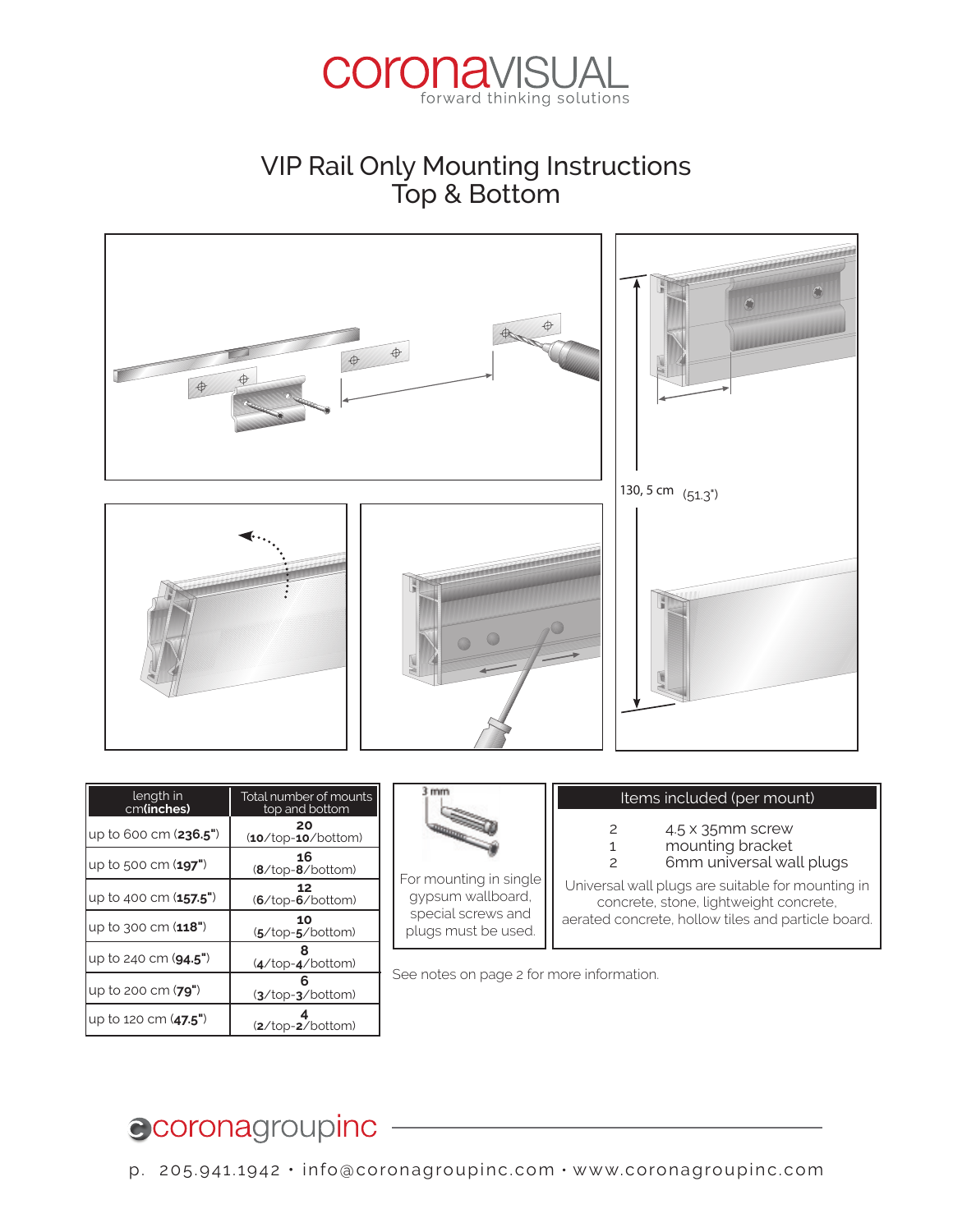coronaVISUAL
forward thinking solutions

# VIP Rail Only Mounting Instructions
## Top & Bottom

130, 5 cm (51.3")

| length in cm(**inches**) | Total number of mounts top and bottom |
|---|---|
| up to 600 cm (**236.5"**) | **20** (**10**/top-**10**/bottom) |
| up to 500 cm (**197"**) | **16** (**8**/top-**8**/bottom) |
| up to 400 cm (**157.5"**) | **12** (**6**/top-**6**/bottom) |
| up to 300 cm (**118"**) | **10** (**5**/top-**5**/bottom) |
| up to 240 cm (**94.5"**) | **8** (**4**/top-**4**/bottom) |
| up to 200 cm (**79"**) | **6** (**3**/top-**3**/bottom) |
| up to 120 cm (**47.5"**) | **4** (**2**/top-**2**/bottom) |

3 mm

For mounting in single gypsum wallboard, special screws and plugs must be used.

**Items included (per mount)**

- 2 4.5 x 35mm screw
- 1 mounting bracket
- 2 6mm universal wall plugs

Universal wall plugs are suitable for mounting in concrete, stone, lightweight concrete, aerated concrete, hollow tiles and particle board.

See notes on page 2 for more information.

coronagroupinc

p. 205.941.1942 • info@coronagroupinc.com • www.coronagroupinc.com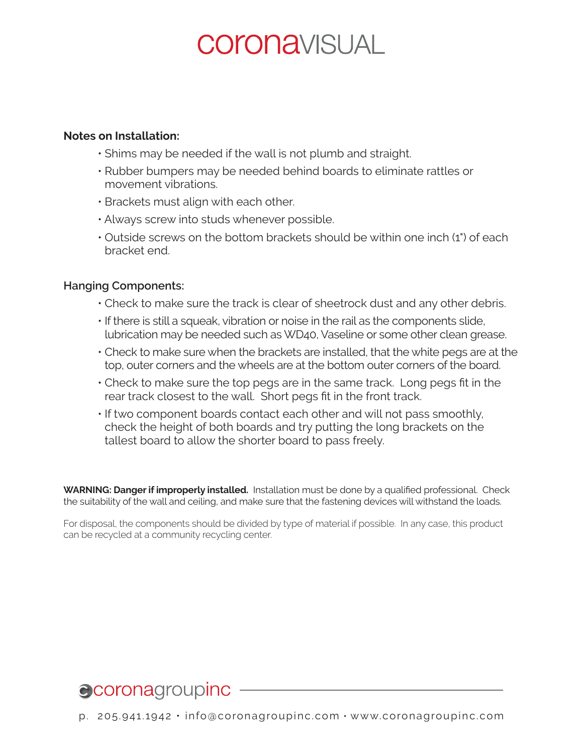**Notes on Installation:**

- Shims may be needed if the wall is not plumb and straight.
- Rubber bumpers may be needed behind boards to eliminate rattles or movement vibrations.
- Brackets must align with each other.
- Always screw into studs whenever possible.
- Outside screws on the bottom brackets should be within one inch (1") of each bracket end.

**Hanging Components:**

- Check to make sure the track is clear of sheetrock dust and any other debris.
- If there is still a squeak, vibration or noise in the rail as the components slide, lubrication may be needed such as WD40, Vaseline or some other clean grease.
- Check to make sure when the brackets are installed, that the white pegs are at the top, outer corners and the wheels are at the bottom outer corners of the board.
- Check to make sure the top pegs are in the same track. Long pegs fit in the rear track closest to the wall. Short pegs fit in the front track.
- If two component boards contact each other and will not pass smoothly, check the height of both boards and try putting the long brackets on the tallest board to allow the shorter board to pass freely.

**WARNING: Danger if improperly installed.** Installation must be done by a qualified professional. Check the suitability of the wall and ceiling, and make sure that the fastening devices will withstand the loads.

For disposal, the components should be divided by type of material if possible. In any case, this product can be recycled at a community recycling center.

coronagroupinc

p. 205.941.1942 • info@coronagroupinc.com • www.coronagroupinc.com